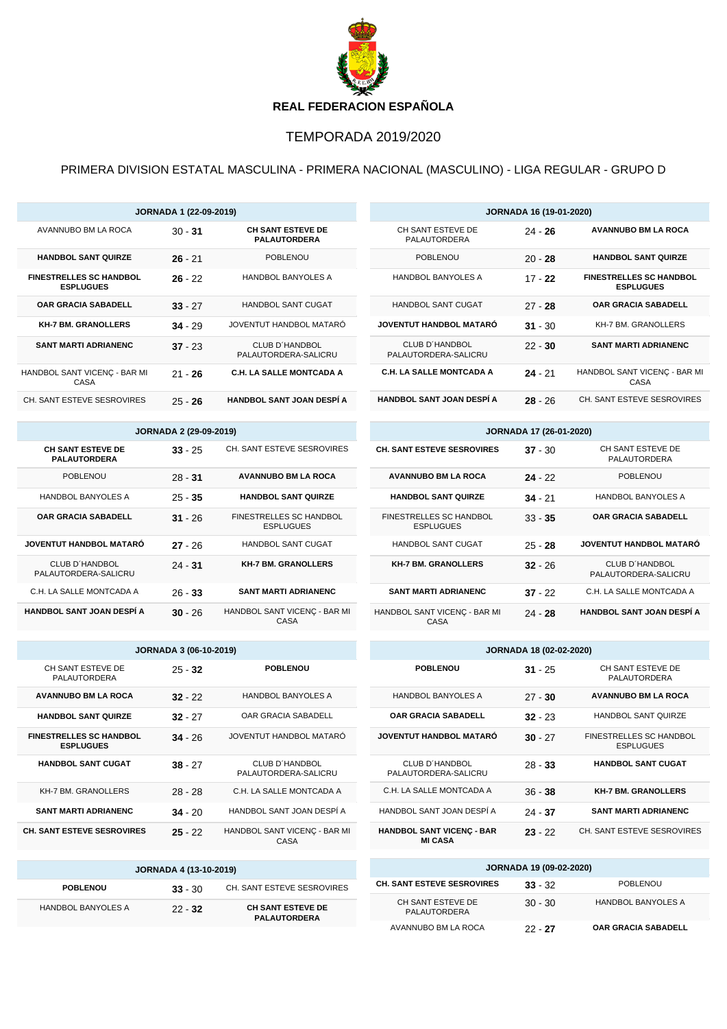# REAL FEDERACION ESPAÑOLA

## TEMPORADA 2019/2020

### PRIMERA DIVISION ESTATAL MASCULINA - PRIMERA NACIONAL (MASCULINO) - LIGA REGULAR - GRUPO D

| JORNADA 1 (22-09-2019) | | |
|---|---|---|
| AVANNUBO BM LA ROCA | 30 - **31** | **CH SANT ESTEVE DE PALAUTORDERA** |
| **HANDBOL SANT QUIRZE** | **26** - 21 | POBLENOU |
| **FINESTRELLES SC HANDBOL ESPLUGUES** | **26** - 22 | HANDBOL BANYOLES A |
| **OAR GRACIA SABADELL** | **33** - 27 | HANDBOL SANT CUGAT |
| **KH-7 BM. GRANOLLERS** | **34** - 29 | JOVENTUT HANDBOL MATARÓ |
| **SANT MARTI ADRIANENC** | **37** - 23 | CLUB D´HANDBOL PALAUTORDERA-SALICRU |
| HANDBOL SANT VICENÇ - BAR MI CASA | 21 - **26** | **C.H. LA SALLE MONTCADA A** |
| CH. SANT ESTEVE SESROVIRES | 25 - **26** | **HANDBOL SANT JOAN DESPÍ A** |

| JORNADA 2 (29-09-2019) | | |
|---|---|---|
| **CH SANT ESTEVE DE PALAUTORDERA** | **33** - 25 | CH. SANT ESTEVE SESROVIRES |
| POBLENOU | 28 - **31** | **AVANNUBO BM LA ROCA** |
| HANDBOL BANYOLES A | 25 - **35** | **HANDBOL SANT QUIRZE** |
| **OAR GRACIA SABADELL** | **31** - 26 | FINESTRELLES SC HANDBOL ESPLUGUES |
| **JOVENTUT HANDBOL MATARÓ** | **27** - 26 | HANDBOL SANT CUGAT |
| CLUB D´HANDBOL PALAUTORDERA-SALICRU | 24 - **31** | **KH-7 BM. GRANOLLERS** |
| C.H. LA SALLE MONTCADA A | 26 - **33** | **SANT MARTI ADRIANENC** |
| **HANDBOL SANT JOAN DESPÍ A** | **30** - 26 | HANDBOL SANT VICENÇ - BAR MI CASA |

| JORNADA 3 (06-10-2019) | | |
|---|---|---|
| CH SANT ESTEVE DE PALAUTORDERA | 25 - **32** | **POBLENOU** |
| **AVANNUBO BM LA ROCA** | **32** - 22 | HANDBOL BANYOLES A |
| **HANDBOL SANT QUIRZE** | **32** - 27 | OAR GRACIA SABADELL |
| **FINESTRELLES SC HANDBOL ESPLUGUES** | **34** - 26 | JOVENTUT HANDBOL MATARÓ |
| **HANDBOL SANT CUGAT** | **38** - 27 | CLUB D´HANDBOL PALAUTORDERA-SALICRU |
| KH-7 BM. GRANOLLERS | 28 - 28 | C.H. LA SALLE MONTCADA A |
| **SANT MARTI ADRIANENC** | **34** - 20 | HANDBOL SANT JOAN DESPÍ A |
| **CH. SANT ESTEVE SESROVIRES** | **25** - 22 | HANDBOL SANT VICENÇ - BAR MI CASA |

| JORNADA 4 (13-10-2019) | | |
|---|---|---|
| **POBLENOU** | **33** - 30 | CH. SANT ESTEVE SESROVIRES |
| HANDBOL BANYOLES A | 22 - **32** | **CH SANT ESTEVE DE PALAUTORDERA** |

| JORNADA 16 (19-01-2020) | | |
|---|---|---|
| CH SANT ESTEVE DE PALAUTORDERA | 24 - **26** | **AVANNUBO BM LA ROCA** |
| POBLENOU | 20 - **28** | **HANDBOL SANT QUIRZE** |
| HANDBOL BANYOLES A | 17 - **22** | **FINESTRELLES SC HANDBOL ESPLUGUES** |
| HANDBOL SANT CUGAT | 27 - **28** | **OAR GRACIA SABADELL** |
| **JOVENTUT HANDBOL MATARÓ** | **31** - 30 | KH-7 BM. GRANOLLERS |
| CLUB D´HANDBOL PALAUTORDERA-SALICRU | 22 - **30** | **SANT MARTI ADRIANENC** |
| **C.H. LA SALLE MONTCADA A** | **24** - 21 | HANDBOL SANT VICENÇ - BAR MI CASA |
| **HANDBOL SANT JOAN DESPÍ A** | **28** - 26 | CH. SANT ESTEVE SESROVIRES |

| JORNADA 17 (26-01-2020) | | |
|---|---|---|
| **CH. SANT ESTEVE SESROVIRES** | **37** - 30 | CH SANT ESTEVE DE PALAUTORDERA |
| **AVANNUBO BM LA ROCA** | **24** - 22 | POBLENOU |
| **HANDBOL SANT QUIRZE** | **34** - 21 | HANDBOL BANYOLES A |
| FINESTRELLES SC HANDBOL ESPLUGUES | 33 - **35** | **OAR GRACIA SABADELL** |
| HANDBOL SANT CUGAT | 25 - **28** | **JOVENTUT HANDBOL MATARÓ** |
| **KH-7 BM. GRANOLLERS** | **32** - 26 | CLUB D´HANDBOL PALAUTORDERA-SALICRU |
| **SANT MARTI ADRIANENC** | **37** - 22 | C.H. LA SALLE MONTCADA A |
| HANDBOL SANT VICENÇ - BAR MI CASA | 24 - **28** | **HANDBOL SANT JOAN DESPÍ A** |

| JORNADA 18 (02-02-2020) | | |
|---|---|---|
| **POBLENOU** | **31** - 25 | CH SANT ESTEVE DE PALAUTORDERA |
| HANDBOL BANYOLES A | 27 - **30** | **AVANNUBO BM LA ROCA** |
| **OAR GRACIA SABADELL** | **32** - 23 | HANDBOL SANT QUIRZE |
| **JOVENTUT HANDBOL MATARÓ** | **30** - 27 | FINESTRELLES SC HANDBOL ESPLUGUES |
| CLUB D´HANDBOL PALAUTORDERA-SALICRU | 28 - **33** | **HANDBOL SANT CUGAT** |
| C.H. LA SALLE MONTCADA A | 36 - **38** | **KH-7 BM. GRANOLLERS** |
| HANDBOL SANT JOAN DESPÍ A | 24 - **37** | **SANT MARTI ADRIANENC** |
| **HANDBOL SANT VICENÇ - BAR MI CASA** | **23** - 22 | CH. SANT ESTEVE SESROVIRES |

| JORNADA 19 (09-02-2020) | | |
|---|---|---|
| **CH. SANT ESTEVE SESROVIRES** | **33** - 32 | POBLENOU |
| CH SANT ESTEVE DE PALAUTORDERA | 30 - 30 | HANDBOL BANYOLES A |
| AVANNUBO BM LA ROCA | 22 - **27** | **OAR GRACIA SABADELL** |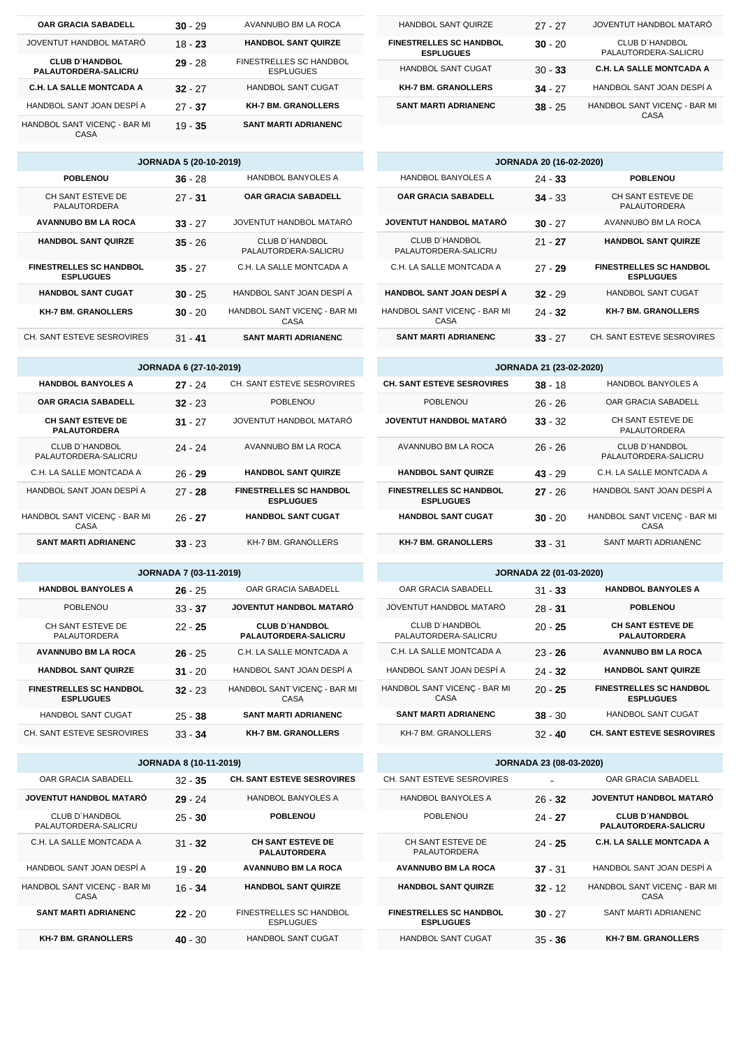| | | |
|---|---|---|
| **OAR GRACIA SABADELL** | **30** - 29 | AVANNUBO BM LA ROCA |
| JOVENTUT HANDBOL MATARÓ | 18 - **23** | **HANDBOL SANT QUIRZE** |
| **CLUB D´HANDBOL PALAUTORDERA-SALICRU** | **29** - 28 | FINESTRELLES SC HANDBOL ESPLUGUES |
| **C.H. LA SALLE MONTCADA A** | **32** - 27 | HANDBOL SANT CUGAT |
| HANDBOL SANT JOAN DESPÍ A | 27 - **37** | **KH-7 BM. GRANOLLERS** |
| HANDBOL SANT VICENÇ - BAR MI CASA | 19 - **35** | **SANT MARTI ADRIANENC** |

| JORNADA 5 (20-10-2019) | | |
|---|---|---|
| **POBLENOU** | **36** - 28 | HANDBOL BANYOLES A |
| CH SANT ESTEVE DE PALAUTORDERA | 27 - **31** | **OAR GRACIA SABADELL** |
| **AVANNUBO BM LA ROCA** | **33** - 27 | JOVENTUT HANDBOL MATARÓ |
| **HANDBOL SANT QUIRZE** | **35** - 26 | CLUB D´HANDBOL PALAUTORDERA-SALICRU |
| **FINESTRELLES SC HANDBOL ESPLUGUES** | **35** - 27 | C.H. LA SALLE MONTCADA A |
| **HANDBOL SANT CUGAT** | **30** - 25 | HANDBOL SANT JOAN DESPÍ A |
| **KH-7 BM. GRANOLLERS** | **30** - 20 | HANDBOL SANT VICENÇ - BAR MI CASA |
| CH. SANT ESTEVE SESROVIRES | 31 - **41** | **SANT MARTI ADRIANENC** |

| JORNADA 6 (27-10-2019) | | |
|---|---|---|
| **HANDBOL BANYOLES A** | **27** - 24 | CH. SANT ESTEVE SESROVIRES |
| **OAR GRACIA SABADELL** | **32** - 23 | POBLENOU |
| **CH SANT ESTEVE DE PALAUTORDERA** | **31** - 27 | JOVENTUT HANDBOL MATARÓ |
| CLUB D´HANDBOL PALAUTORDERA-SALICRU | 24 - 24 | AVANNUBO BM LA ROCA |
| C.H. LA SALLE MONTCADA A | 26 - **29** | **HANDBOL SANT QUIRZE** |
| HANDBOL SANT JOAN DESPÍ A | 27 - **28** | **FINESTRELLES SC HANDBOL ESPLUGUES** |
| HANDBOL SANT VICENÇ - BAR MI CASA | 26 - **27** | **HANDBOL SANT CUGAT** |
| **SANT MARTI ADRIANENC** | **33** - 23 | KH-7 BM. GRANOLLERS |

| JORNADA 7 (03-11-2019) | | |
|---|---|---|
| **HANDBOL BANYOLES A** | **26** - 25 | OAR GRACIA SABADELL |
| POBLENOU | 33 - **37** | **JOVENTUT HANDBOL MATARÓ** |
| CH SANT ESTEVE DE PALAUTORDERA | 22 - **25** | **CLUB D´HANDBOL PALAUTORDERA-SALICRU** |
| **AVANNUBO BM LA ROCA** | **26** - 25 | C.H. LA SALLE MONTCADA A |
| **HANDBOL SANT QUIRZE** | **31** - 20 | HANDBOL SANT JOAN DESPÍ A |
| **FINESTRELLES SC HANDBOL ESPLUGUES** | **32** - 23 | HANDBOL SANT VICENÇ - BAR MI CASA |
| HANDBOL SANT CUGAT | 25 - **38** | **SANT MARTI ADRIANENC** |
| CH. SANT ESTEVE SESROVIRES | 33 - **34** | **KH-7 BM. GRANOLLERS** |

| JORNADA 8 (10-11-2019) | | |
|---|---|---|
| OAR GRACIA SABADELL | 32 - **35** | **CH. SANT ESTEVE SESROVIRES** |
| **JOVENTUT HANDBOL MATARÓ** | **29** - 24 | HANDBOL BANYOLES A |
| CLUB D´HANDBOL PALAUTORDERA-SALICRU | 25 - **30** | **POBLENOU** |
| C.H. LA SALLE MONTCADA A | 31 - **32** | **CH SANT ESTEVE DE PALAUTORDERA** |
| HANDBOL SANT JOAN DESPÍ A | 19 - **20** | **AVANNUBO BM LA ROCA** |
| HANDBOL SANT VICENÇ - BAR MI CASA | 16 - **34** | **HANDBOL SANT QUIRZE** |
| **SANT MARTI ADRIANENC** | **22** - 20 | FINESTRELLES SC HANDBOL ESPLUGUES |
| **KH-7 BM. GRANOLLERS** | **40** - 30 | HANDBOL SANT CUGAT |

| | | |
|---|---|---|
| HANDBOL SANT QUIRZE | 27 - 27 | JOVENTUT HANDBOL MATARÓ |
| **FINESTRELLES SC HANDBOL ESPLUGUES** | **30** - 20 | CLUB D´HANDBOL PALAUTORDERA-SALICRU |
| HANDBOL SANT CUGAT | 30 - **33** | **C.H. LA SALLE MONTCADA A** |
| **KH-7 BM. GRANOLLERS** | **34** - 27 | HANDBOL SANT JOAN DESPÍ A |
| **SANT MARTI ADRIANENC** | **38** - 25 | HANDBOL SANT VICENÇ - BAR MI CASA |

| JORNADA 20 (16-02-2020) | | |
|---|---|---|
| HANDBOL BANYOLES A | 24 - **33** | **POBLENOU** |
| **OAR GRACIA SABADELL** | **34** - 33 | CH SANT ESTEVE DE PALAUTORDERA |
| **JOVENTUT HANDBOL MATARÓ** | **30** - 27 | AVANNUBO BM LA ROCA |
| CLUB D´HANDBOL PALAUTORDERA-SALICRU | 21 - **27** | **HANDBOL SANT QUIRZE** |
| C.H. LA SALLE MONTCADA A | 27 - **29** | **FINESTRELLES SC HANDBOL ESPLUGUES** |
| **HANDBOL SANT JOAN DESPÍ A** | **32** - 29 | HANDBOL SANT CUGAT |
| HANDBOL SANT VICENÇ - BAR MI CASA | 24 - **32** | **KH-7 BM. GRANOLLERS** |
| **SANT MARTI ADRIANENC** | **33** - 27 | CH. SANT ESTEVE SESROVIRES |

| JORNADA 21 (23-02-2020) | | |
|---|---|---|
| **CH. SANT ESTEVE SESROVIRES** | **38** - 18 | HANDBOL BANYOLES A |
| POBLENOU | 26 - 26 | OAR GRACIA SABADELL |
| **JOVENTUT HANDBOL MATARÓ** | **33** - 32 | CH SANT ESTEVE DE PALAUTORDERA |
| AVANNUBO BM LA ROCA | 26 - 26 | CLUB D´HANDBOL PALAUTORDERA-SALICRU |
| **HANDBOL SANT QUIRZE** | **43** - 29 | C.H. LA SALLE MONTCADA A |
| **FINESTRELLES SC HANDBOL ESPLUGUES** | **27** - 26 | HANDBOL SANT JOAN DESPÍ A |
| **HANDBOL SANT CUGAT** | **30** - 20 | HANDBOL SANT VICENÇ - BAR MI CASA |
| **KH-7 BM. GRANOLLERS** | **33** - 31 | SANT MARTI ADRIANENC |

| JORNADA 22 (01-03-2020) | | |
|---|---|---|
| OAR GRACIA SABADELL | 31 - **33** | **HANDBOL BANYOLES A** |
| JOVENTUT HANDBOL MATARÓ | 28 - **31** | **POBLENOU** |
| CLUB D´HANDBOL PALAUTORDERA-SALICRU | 20 - **25** | **CH SANT ESTEVE DE PALAUTORDERA** |
| C.H. LA SALLE MONTCADA A | 23 - **26** | **AVANNUBO BM LA ROCA** |
| HANDBOL SANT JOAN DESPÍ A | 24 - **32** | **HANDBOL SANT QUIRZE** |
| HANDBOL SANT VICENÇ - BAR MI CASA | 20 - **25** | **FINESTRELLES SC HANDBOL ESPLUGUES** |
| **SANT MARTI ADRIANENC** | **38** - 30 | HANDBOL SANT CUGAT |
| KH-7 BM. GRANOLLERS | 32 - **40** | **CH. SANT ESTEVE SESROVIRES** |

| JORNADA 23 (08-03-2020) | | |
|---|---|---|
| CH. SANT ESTEVE SESROVIRES | - | OAR GRACIA SABADELL |
| HANDBOL BANYOLES A | 26 - **32** | **JOVENTUT HANDBOL MATARÓ** |
| POBLENOU | 24 - **27** | **CLUB D´HANDBOL PALAUTORDERA-SALICRU** |
| CH SANT ESTEVE DE PALAUTORDERA | 24 - **25** | **C.H. LA SALLE MONTCADA A** |
| **AVANNUBO BM LA ROCA** | **37** - 31 | HANDBOL SANT JOAN DESPÍ A |
| **HANDBOL SANT QUIRZE** | **32** - 12 | HANDBOL SANT VICENÇ - BAR MI CASA |
| **FINESTRELLES SC HANDBOL ESPLUGUES** | **30** - 27 | SANT MARTI ADRIANENC |
| HANDBOL SANT CUGAT | 35 - **36** | **KH-7 BM. GRANOLLERS** |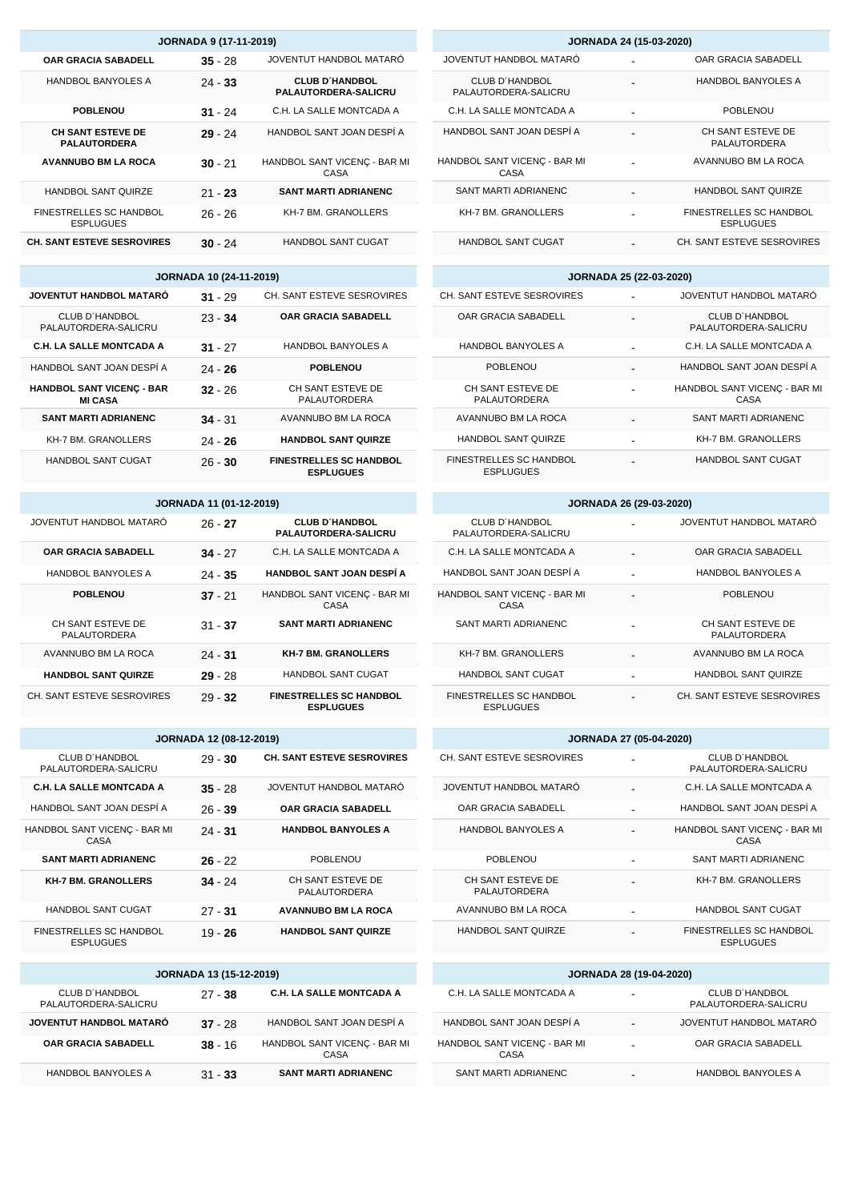## JORNADA 9 (17-11-2019)

| Local | Resultat | Visitant |
|---|---|---|
| **OAR GRACIA SABADELL** | **35** - 28 | JOVENTUT HANDBOL MATARÓ |
| HANDBOL BANYOLES A | 24 - **33** | **CLUB D´HANDBOL PALAUTORDERA-SALICRU** |
| **POBLENOU** | **31** - 24 | C.H. LA SALLE MONTCADA A |
| **CH SANT ESTEVE DE PALAUTORDERA** | **29** - 24 | HANDBOL SANT JOAN DESPÍ A |
| **AVANNUBO BM LA ROCA** | **30** - 21 | HANDBOL SANT VICENÇ - BAR MI CASA |
| HANDBOL SANT QUIRZE | 21 - **23** | **SANT MARTI ADRIANENC** |
| FINESTRELLES SC HANDBOL ESPLUGUES | 26 - 26 | KH-7 BM. GRANOLLERS |
| **CH. SANT ESTEVE SESROVIRES** | **30** - 24 | HANDBOL SANT CUGAT |

## JORNADA 10 (24-11-2019)

| Local | Resultat | Visitant |
|---|---|---|
| **JOVENTUT HANDBOL MATARÓ** | **31** - 29 | CH. SANT ESTEVE SESROVIRES |
| CLUB D´HANDBOL PALAUTORDERA-SALICRU | 23 - **34** | **OAR GRACIA SABADELL** |
| **C.H. LA SALLE MONTCADA A** | **31** - 27 | HANDBOL BANYOLES A |
| HANDBOL SANT JOAN DESPÍ A | 24 - **26** | **POBLENOU** |
| **HANDBOL SANT VICENÇ - BAR MI CASA** | **32** - 26 | CH SANT ESTEVE DE PALAUTORDERA |
| **SANT MARTI ADRIANENC** | **34** - 31 | AVANNUBO BM LA ROCA |
| KH-7 BM. GRANOLLERS | 24 - **26** | **HANDBOL SANT QUIRZE** |
| HANDBOL SANT CUGAT | 26 - **30** | **FINESTRELLES SC HANDBOL ESPLUGUES** |

## JORNADA 11 (01-12-2019)

| Local | Resultat | Visitant |
|---|---|---|
| JOVENTUT HANDBOL MATARÓ | 26 - **27** | **CLUB D´HANDBOL PALAUTORDERA-SALICRU** |
| **OAR GRACIA SABADELL** | **34** - 27 | C.H. LA SALLE MONTCADA A |
| HANDBOL BANYOLES A | 24 - **35** | **HANDBOL SANT JOAN DESPÍ A** |
| **POBLENOU** | **37** - 21 | HANDBOL SANT VICENÇ - BAR MI CASA |
| CH SANT ESTEVE DE PALAUTORDERA | 31 - **37** | **SANT MARTI ADRIANENC** |
| AVANNUBO BM LA ROCA | 24 - **31** | **KH-7 BM. GRANOLLERS** |
| **HANDBOL SANT QUIRZE** | **29** - 28 | HANDBOL SANT CUGAT |
| CH. SANT ESTEVE SESROVIRES | 29 - **32** | **FINESTRELLES SC HANDBOL ESPLUGUES** |

## JORNADA 12 (08-12-2019)

| Local | Resultat | Visitant |
|---|---|---|
| CLUB D´HANDBOL PALAUTORDERA-SALICRU | 29 - **30** | **CH. SANT ESTEVE SESROVIRES** |
| **C.H. LA SALLE MONTCADA A** | **35** - 28 | JOVENTUT HANDBOL MATARÓ |
| HANDBOL SANT JOAN DESPÍ A | 26 - **39** | **OAR GRACIA SABADELL** |
| HANDBOL SANT VICENÇ - BAR MI CASA | 24 - **31** | **HANDBOL BANYOLES A** |
| **SANT MARTI ADRIANENC** | **26** - 22 | POBLENOU |
| **KH-7 BM. GRANOLLERS** | **34** - 24 | CH SANT ESTEVE DE PALAUTORDERA |
| HANDBOL SANT CUGAT | 27 - **31** | **AVANNUBO BM LA ROCA** |
| FINESTRELLES SC HANDBOL ESPLUGUES | 19 - **26** | **HANDBOL SANT QUIRZE** |

## JORNADA 13 (15-12-2019)

| Local | Resultat | Visitant |
|---|---|---|
| CLUB D´HANDBOL PALAUTORDERA-SALICRU | 27 - **38** | **C.H. LA SALLE MONTCADA A** |
| **JOVENTUT HANDBOL MATARÓ** | **37** - 28 | HANDBOL SANT JOAN DESPÍ A |
| **OAR GRACIA SABADELL** | **38** - 16 | HANDBOL SANT VICENÇ - BAR MI CASA |
| HANDBOL BANYOLES A | 31 - **33** | **SANT MARTI ADRIANENC** |

## JORNADA 24 (15-03-2020)

| Local | Resultat | Visitant |
|---|---|---|
| JOVENTUT HANDBOL MATARÓ | - | OAR GRACIA SABADELL |
| CLUB D´HANDBOL PALAUTORDERA-SALICRU | - | HANDBOL BANYOLES A |
| C.H. LA SALLE MONTCADA A | - | POBLENOU |
| HANDBOL SANT JOAN DESPÍ A | - | CH SANT ESTEVE DE PALAUTORDERA |
| HANDBOL SANT VICENÇ - BAR MI CASA | - | AVANNUBO BM LA ROCA |
| SANT MARTI ADRIANENC | - | HANDBOL SANT QUIRZE |
| KH-7 BM. GRANOLLERS | - | FINESTRELLES SC HANDBOL ESPLUGUES |
| HANDBOL SANT CUGAT | - | CH. SANT ESTEVE SESROVIRES |

## JORNADA 25 (22-03-2020)

| Local | Resultat | Visitant |
|---|---|---|
| CH. SANT ESTEVE SESROVIRES | - | JOVENTUT HANDBOL MATARÓ |
| OAR GRACIA SABADELL | - | CLUB D´HANDBOL PALAUTORDERA-SALICRU |
| HANDBOL BANYOLES A | - | C.H. LA SALLE MONTCADA A |
| POBLENOU | - | HANDBOL SANT JOAN DESPÍ A |
| CH SANT ESTEVE DE PALAUTORDERA | - | HANDBOL SANT VICENÇ - BAR MI CASA |
| AVANNUBO BM LA ROCA | - | SANT MARTI ADRIANENC |
| HANDBOL SANT QUIRZE | - | KH-7 BM. GRANOLLERS |
| FINESTRELLES SC HANDBOL ESPLUGUES | - | HANDBOL SANT CUGAT |

## JORNADA 26 (29-03-2020)

| Local | Resultat | Visitant |
|---|---|---|
| CLUB D´HANDBOL PALAUTORDERA-SALICRU | - | JOVENTUT HANDBOL MATARÓ |
| C.H. LA SALLE MONTCADA A | - | OAR GRACIA SABADELL |
| HANDBOL SANT JOAN DESPÍ A | - | HANDBOL BANYOLES A |
| HANDBOL SANT VICENÇ - BAR MI CASA | - | POBLENOU |
| SANT MARTI ADRIANENC | - | CH SANT ESTEVE DE PALAUTORDERA |
| KH-7 BM. GRANOLLERS | - | AVANNUBO BM LA ROCA |
| HANDBOL SANT CUGAT | - | HANDBOL SANT QUIRZE |
| FINESTRELLES SC HANDBOL ESPLUGUES | - | CH. SANT ESTEVE SESROVIRES |

## JORNADA 27 (05-04-2020)

| Local | Resultat | Visitant |
|---|---|---|
| CH. SANT ESTEVE SESROVIRES | - | CLUB D´HANDBOL PALAUTORDERA-SALICRU |
| JOVENTUT HANDBOL MATARÓ | - | C.H. LA SALLE MONTCADA A |
| OAR GRACIA SABADELL | - | HANDBOL SANT JOAN DESPÍ A |
| HANDBOL BANYOLES A | - | HANDBOL SANT VICENÇ - BAR MI CASA |
| POBLENOU | - | SANT MARTI ADRIANENC |
| CH SANT ESTEVE DE PALAUTORDERA | - | KH-7 BM. GRANOLLERS |
| AVANNUBO BM LA ROCA | - | HANDBOL SANT CUGAT |
| HANDBOL SANT QUIRZE | - | FINESTRELLES SC HANDBOL ESPLUGUES |

## JORNADA 28 (19-04-2020)

| Local | Resultat | Visitant |
|---|---|---|
| C.H. LA SALLE MONTCADA A | - | CLUB D´HANDBOL PALAUTORDERA-SALICRU |
| HANDBOL SANT JOAN DESPÍ A | - | JOVENTUT HANDBOL MATARÓ |
| HANDBOL SANT VICENÇ - BAR MI CASA | - | OAR GRACIA SABADELL |
| SANT MARTI ADRIANENC | - | HANDBOL BANYOLES A |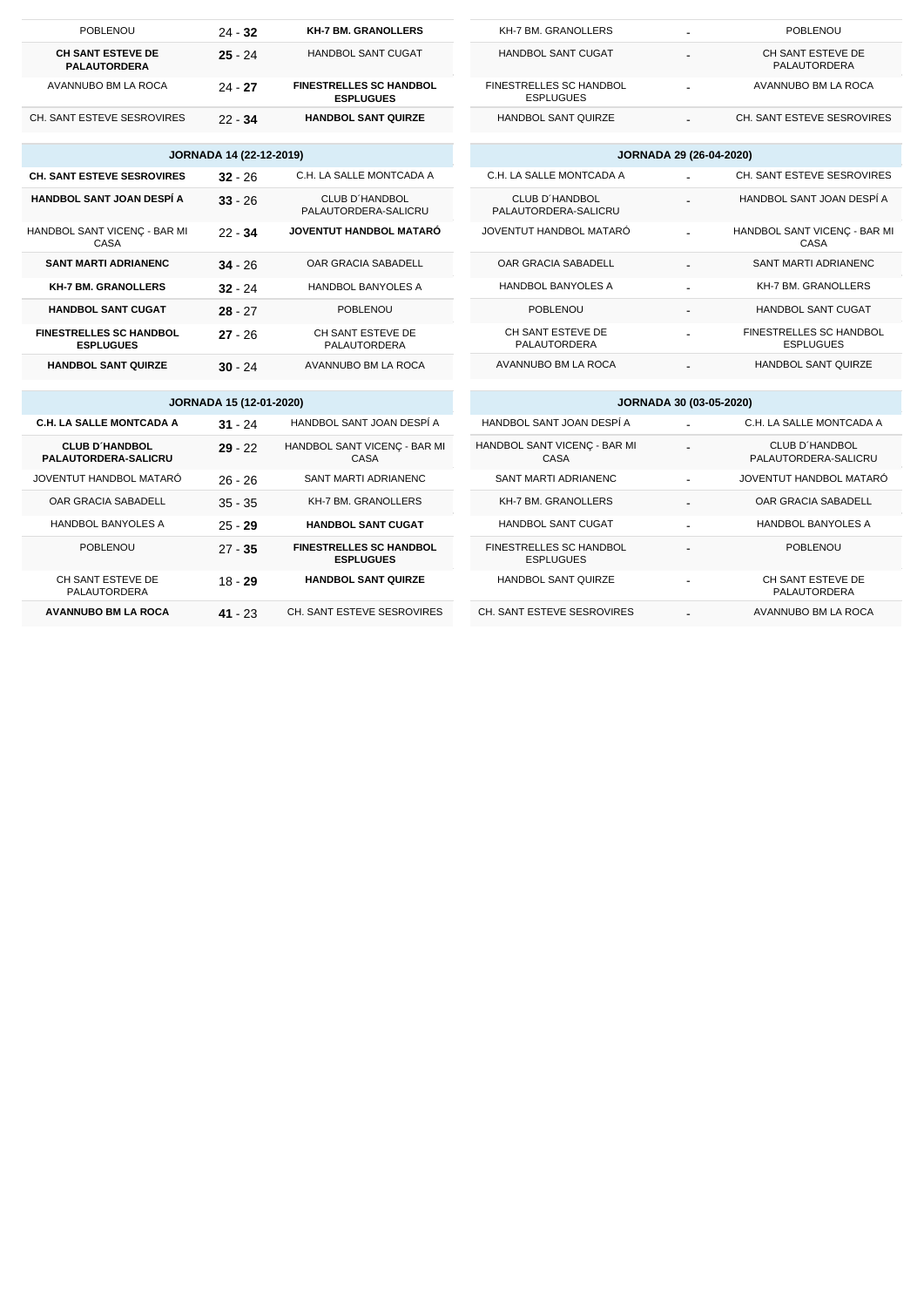| | | |
|---|---|---|
| POBLENOU | 24 - **32** | **KH-7 BM. GRANOLLERS** |
| **CH SANT ESTEVE DE PALAUTORDERA** | **25** - 24 | HANDBOL SANT CUGAT |
| AVANNUBO BM LA ROCA | 24 - **27** | **FINESTRELLES SC HANDBOL ESPLUGUES** |
| CH. SANT ESTEVE SESROVIRES | 22 - **34** | **HANDBOL SANT QUIRZE** |

| | | |
|---|---|---|
| KH-7 BM. GRANOLLERS | - | POBLENOU |
| HANDBOL SANT CUGAT | - | CH SANT ESTEVE DE PALAUTORDERA |
| FINESTRELLES SC HANDBOL ESPLUGUES | - | AVANNUBO BM LA ROCA |
| HANDBOL SANT QUIRZE | - | CH. SANT ESTEVE SESROVIRES |

| JORNADA 14 (22-12-2019) | | |
|---|---|---|
| **CH. SANT ESTEVE SESROVIRES** | **32** - 26 | C.H. LA SALLE MONTCADA A |
| **HANDBOL SANT JOAN DESPÍ A** | **33** - 26 | CLUB D´HANDBOL PALAUTORDERA-SALICRU |
| HANDBOL SANT VICENÇ - BAR MI CASA | 22 - **34** | **JOVENTUT HANDBOL MATARÓ** |
| **SANT MARTI ADRIANENC** | **34** - 26 | OAR GRACIA SABADELL |
| **KH-7 BM. GRANOLLERS** | **32** - 24 | HANDBOL BANYOLES A |
| **HANDBOL SANT CUGAT** | **28** - 27 | POBLENOU |
| **FINESTRELLES SC HANDBOL ESPLUGUES** | **27** - 26 | CH SANT ESTEVE DE PALAUTORDERA |
| **HANDBOL SANT QUIRZE** | **30** - 24 | AVANNUBO BM LA ROCA |

| JORNADA 29 (26-04-2020) | | |
|---|---|---|
| C.H. LA SALLE MONTCADA A | - | CH. SANT ESTEVE SESROVIRES |
| CLUB D´HANDBOL PALAUTORDERA-SALICRU | - | HANDBOL SANT JOAN DESPÍ A |
| JOVENTUT HANDBOL MATARÓ | - | HANDBOL SANT VICENÇ - BAR MI CASA |
| OAR GRACIA SABADELL | - | SANT MARTI ADRIANENC |
| HANDBOL BANYOLES A | - | KH-7 BM. GRANOLLERS |
| POBLENOU | - | HANDBOL SANT CUGAT |
| CH SANT ESTEVE DE PALAUTORDERA | - | FINESTRELLES SC HANDBOL ESPLUGUES |
| AVANNUBO BM LA ROCA | - | HANDBOL SANT QUIRZE |

| JORNADA 15 (12-01-2020) | | |
|---|---|---|
| **C.H. LA SALLE MONTCADA A** | **31** - 24 | HANDBOL SANT JOAN DESPÍ A |
| **CLUB D´HANDBOL PALAUTORDERA-SALICRU** | **29** - 22 | HANDBOL SANT VICENÇ - BAR MI CASA |
| JOVENTUT HANDBOL MATARÓ | 26 - 26 | SANT MARTI ADRIANENC |
| OAR GRACIA SABADELL | 35 - 35 | KH-7 BM. GRANOLLERS |
| HANDBOL BANYOLES A | 25 - **29** | **HANDBOL SANT CUGAT** |
| POBLENOU | 27 - **35** | **FINESTRELLES SC HANDBOL ESPLUGUES** |
| CH SANT ESTEVE DE PALAUTORDERA | 18 - **29** | **HANDBOL SANT QUIRZE** |
| **AVANNUBO BM LA ROCA** | **41** - 23 | CH. SANT ESTEVE SESROVIRES |

| JORNADA 30 (03-05-2020) | | |
|---|---|---|
| HANDBOL SANT JOAN DESPÍ A | - | C.H. LA SALLE MONTCADA A |
| HANDBOL SANT VICENÇ - BAR MI CASA | - | CLUB D´HANDBOL PALAUTORDERA-SALICRU |
| SANT MARTI ADRIANENC | - | JOVENTUT HANDBOL MATARÓ |
| KH-7 BM. GRANOLLERS | - | OAR GRACIA SABADELL |
| HANDBOL SANT CUGAT | - | HANDBOL BANYOLES A |
| FINESTRELLES SC HANDBOL ESPLUGUES | - | POBLENOU |
| HANDBOL SANT QUIRZE | - | CH SANT ESTEVE DE PALAUTORDERA |
| CH. SANT ESTEVE SESROVIRES | - | AVANNUBO BM LA ROCA |